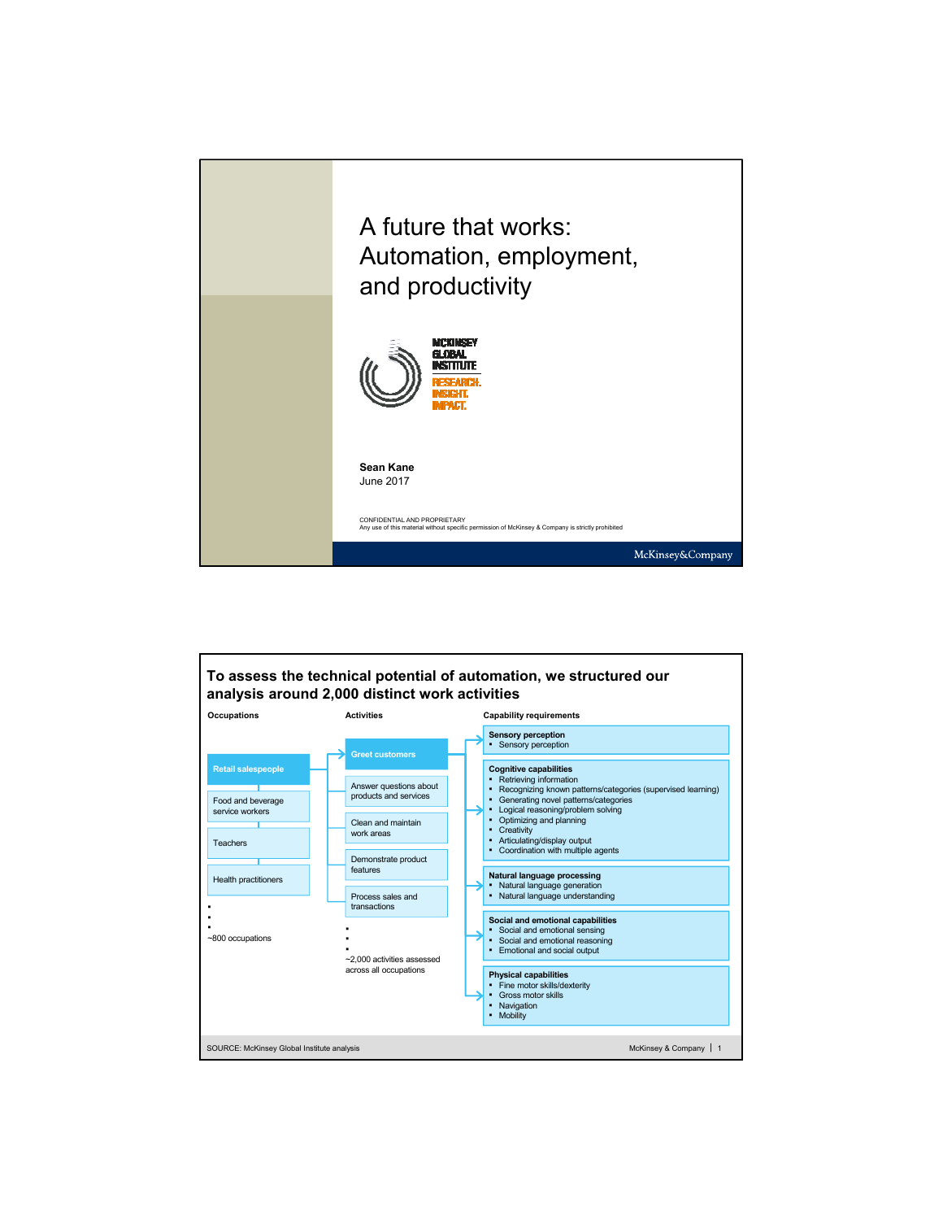# A future that works: Automation, employment, and productivity

McKINSEY GLOBAL INSTITUTE

RESEARCH. INSIGHT. IMPACT.

**Sean Kane**
June 2017

CONFIDENTIAL AND PROPRIETARY
Any use of this material without specific permission of McKinsey & Company is strictly prohibited

McKinsey&Company

---

## To assess the technical potential of automation, we structured our analysis around 2,000 distinct work activities

**Occupations**

- **Retail salespeople**
- Food and beverage service workers
- Teachers
- Health practitioners
- ▪
- ▪
- ▪
- ~800 occupations

**Activities**

- **Greet customers**
- Answer questions about products and services
- Clean and maintain work areas
- Demonstrate product features
- Process sales and transactions
- ▪
- ▪
- ▪
- ~2,000 activities assessed across all occupations

**Capability requirements**

**Sensory perception**
- Sensory perception

**Cognitive capabilities**
- Retrieving information
- Recognizing known patterns/categories (supervised learning)
- Generating novel patterns/categories
- Logical reasoning/problem solving
- Optimizing and planning
- Creativity
- Articulating/display output
- Coordination with multiple agents

**Natural language processing**
- Natural language generation
- Natural language understanding

**Social and emotional capabilities**
- Social and emotional sensing
- Social and emotional reasoning
- Emotional and social output

**Physical capabilities**
- Fine motor skills/dexterity
- Gross motor skills
- Navigation
- Mobility

SOURCE: McKinsey Global Institute analysis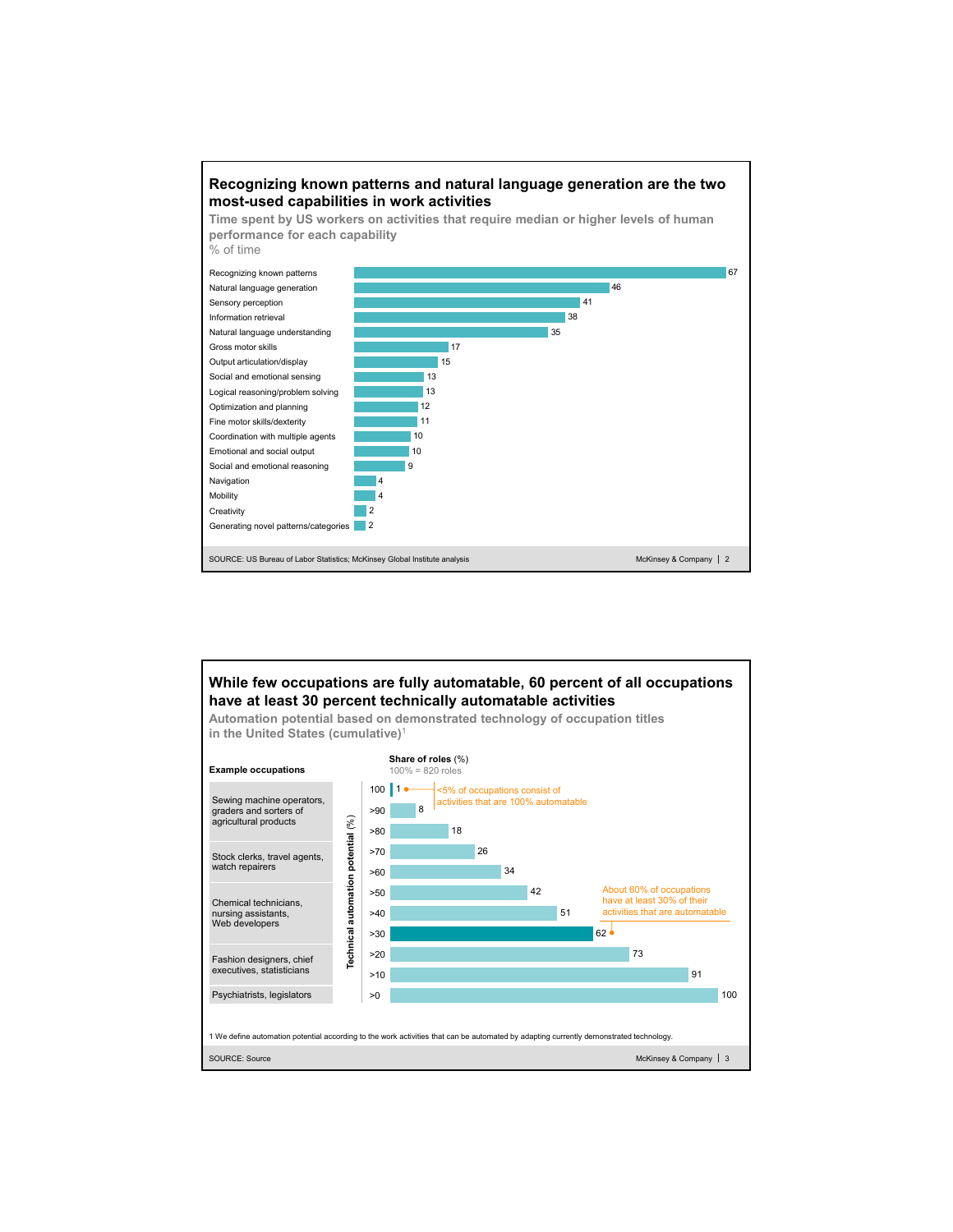## Recognizing known patterns and natural language generation are the two most-used capabilities in work activities

**Time spent by US workers on activities that require median or higher levels of human performance for each capability**

% of time

| Capability | % of time |
|---|---|
| Recognizing known patterns | 67 |
| Natural language generation | 46 |
| Sensory perception | 41 |
| Information retrieval | 38 |
| Natural language understanding | 35 |
| Gross motor skills | 17 |
| Output articulation/display | 15 |
| Social and emotional sensing | 13 |
| Logical reasoning/problem solving | 13 |
| Optimization and planning | 12 |
| Fine motor skills/dexterity | 11 |
| Coordination with multiple agents | 10 |
| Emotional and social output | 10 |
| Social and emotional reasoning | 9 |
| Navigation | 4 |
| Mobility | 4 |
| Creativity | 2 |
| Generating novel patterns/categories | 2 |

SOURCE: US Bureau of Labor Statistics; McKinsey Global Institute analysis

## While few occupations are fully automatable, 60 percent of all occupations have at least 30 percent technically automatable activities

**Automation potential based on demonstrated technology of occupation titles in the United States (cumulative)**[1]

Share of roles (%)
100% = 820 roles

| Technical automation potential (%) | Share of roles (%) |
|---|---|
| 100 | 1 |
| >90 | 8 |
| >80 | 18 |
| >70 | 26 |
| >60 | 34 |
| >50 | 42 |
| >40 | 51 |
| >30 | 62 |
| >20 | 73 |
| >10 | 91 |
| >0 | 100 |

<5% of occupations consist of activities that are 100% automatable

About 60% of occupations have at least 30% of their activities that are automatable

**Example occupations**

- Sewing machine operators, graders and sorters of agricultural products
- Stock clerks, travel agents, watch repairers
- Chemical technicians, nursing assistants, Web developers
- Fashion designers, chief executives, statisticians
- Psychiatrists, legislators

1 We define automation potential according to the work activities that can be automated by adapting currently demonstrated technology.

SOURCE: Source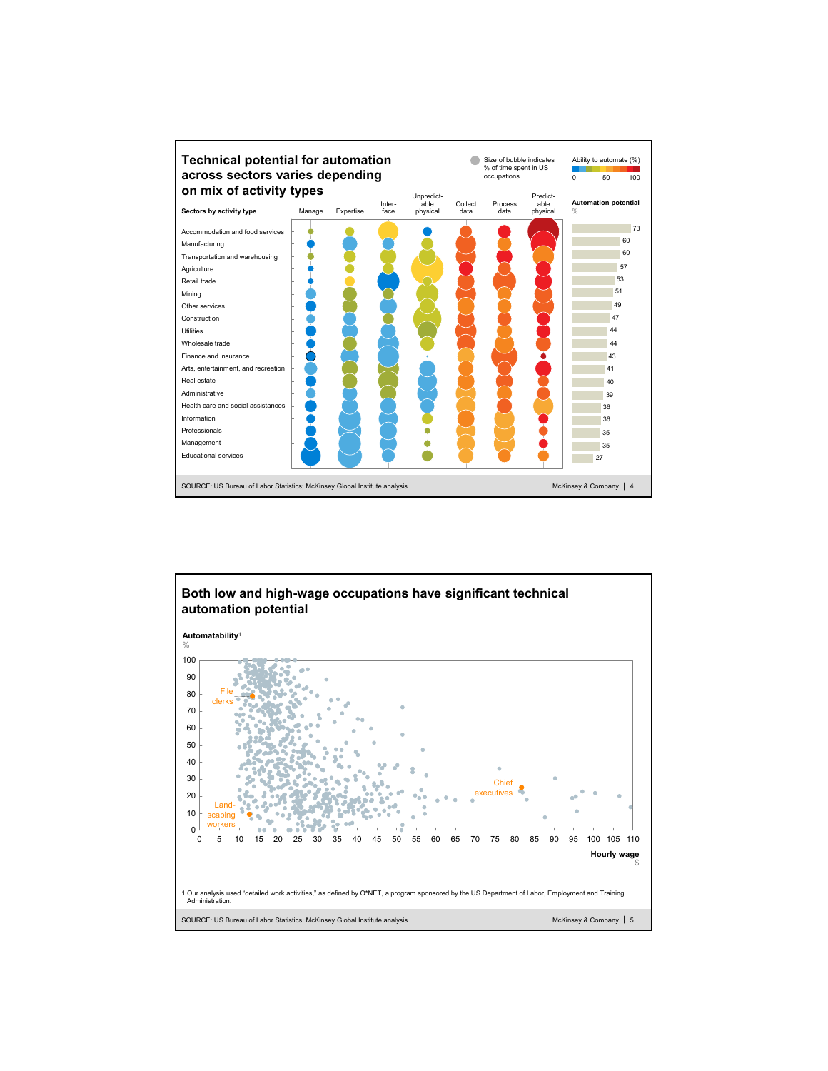## Technical potential for automation across sectors varies depending on mix of activity types

Size of bubble indicates % of time spent in US occupations

Ability to automate (%): 0 – 50 – 100

| Sectors by activity type | Automation potential (%) |
|---|---|
| Accommodation and food services | 73 |
| Manufacturing | 60 |
| Transportation and warehousing | 60 |
| Agriculture | 57 |
| Retail trade | 53 |
| Mining | 51 |
| Other services | 49 |
| Construction | 47 |
| Utilities | 44 |
| Wholesale trade | 44 |
| Finance and insurance | 43 |
| Arts, entertainment, and recreation | 41 |
| Real estate | 40 |
| Administrative | 39 |
| Health care and social assistances | 36 |
| Information | 36 |
| Professionals | 35 |
| Management | 35 |
| Educational services | 27 |

Activity types: Manage, Expertise, Interface, Unpredictable physical, Collect data, Process data, Predictable physical

SOURCE: US Bureau of Labor Statistics; McKinsey Global Institute analysis

McKinsey & Company | 4

## Both low and high-wage occupations have significant technical automation potential

Automatability[1] (%)

Hourly wage ($)

Labels: File clerks; Landscaping workers; Chief executives

1 Our analysis used "detailed work activities," as defined by O*NET, a program sponsored by the US Department of Labor, Employment and Training Administration.

SOURCE: US Bureau of Labor Statistics; McKinsey Global Institute analysis

McKinsey & Company | 5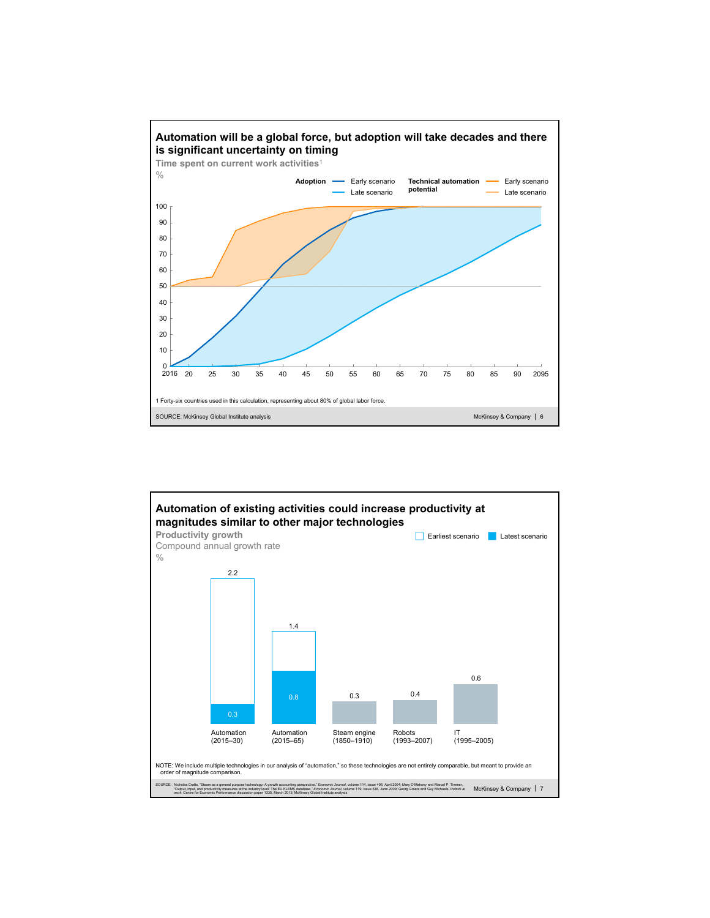## Automation will be a global force, but adoption will take decades and there is significant uncertainty on timing

Time spent on current work activities[1]

%

Adoption — Early scenario — Late scenario

Technical automation potential — Early scenario — Late scenario

100
90
80
70
60
50
40
30
20
10
0

2016 20 25 30 35 40 45 50 55 60 65 70 75 80 85 90 2095

1 Forty-six countries used in this calculation, representing about 80% of global labor force.

SOURCE: McKinsey Global Institute analysis

McKinsey & Company | 6

## Automation of existing activities could increase productivity at magnitudes similar to other major technologies

Productivity growth

Compound annual growth rate

%

Earliest scenario — Latest scenario

2.2
0.3
Automation (2015–30)

1.4
0.8
Automation (2015–65)

0.3
Steam engine (1850–1910)

0.4
Robots (1993–2007)

0.6
IT (1995–2005)

NOTE: We include multiple technologies in our analysis of "automation," so these technologies are not entirely comparable, but meant to provide an order of magnitude comparison.

SOURCE: Nicholas Crafts, "Steam as a general purpose technology: A growth accounting perspective," *Economic Journal*, volume 114, issue 495, April 2004; Mary O'Mahony and Marcel P. Timmer, "Output, input, and productivity measures at the industry level: The EU KLEMS database," *Economic Journal*, volume 119, issue 538, June 2009; Georg Graetz and Guy Michaels, *Robots at work*, Centre for Economic Performance discussion paper 1335, March 2015; McKinsey Global Institute analysis

McKinsey & Company | 7